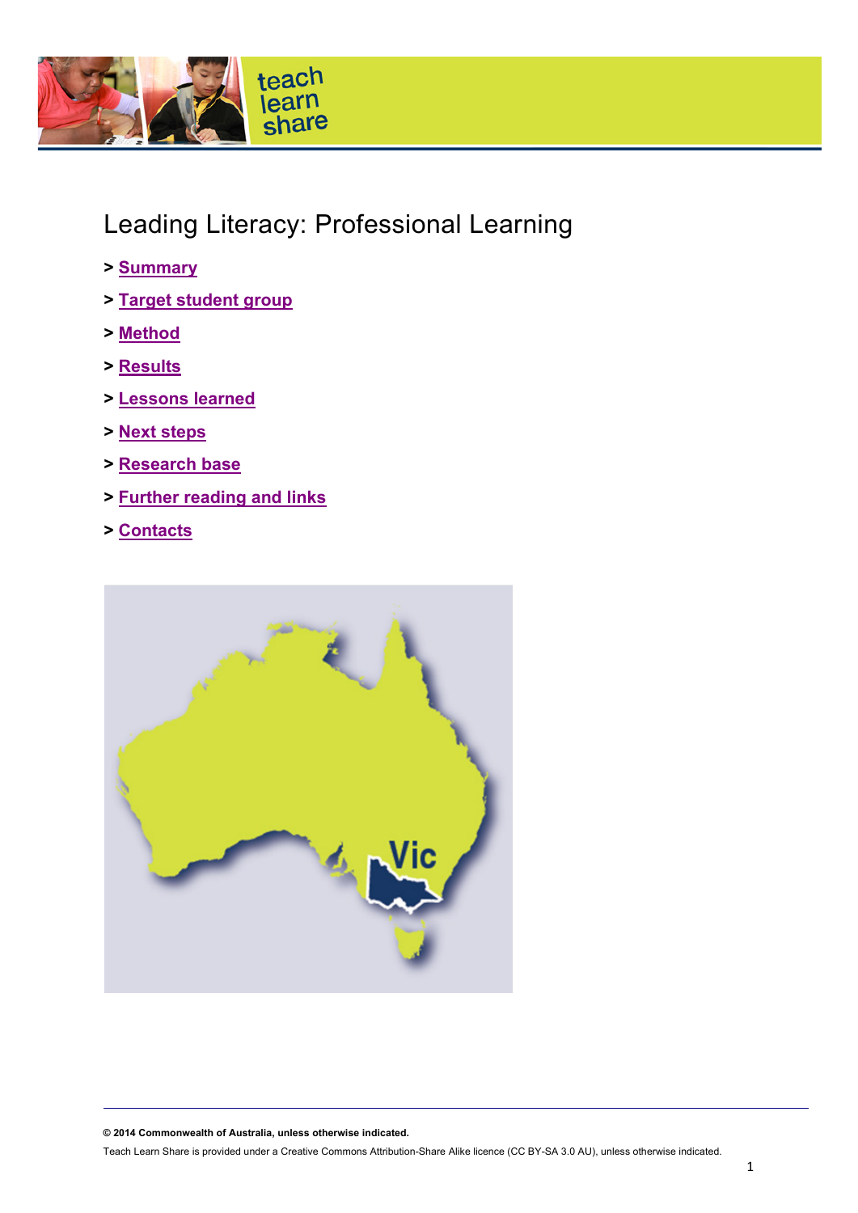# Leading Literacy: Professional Learning

> Summary

> Target student group

> Method

> Results

> Lessons learned

> Next steps

> Research base

> Further reading and links

> Contacts

**© 2014 Commonwealth of Australia, unless otherwise indicated.**

Teach Learn Share is provided under a Creative Commons Attribution-Share Alike licence (CC BY-SA 3.0 AU), unless otherwise indicated.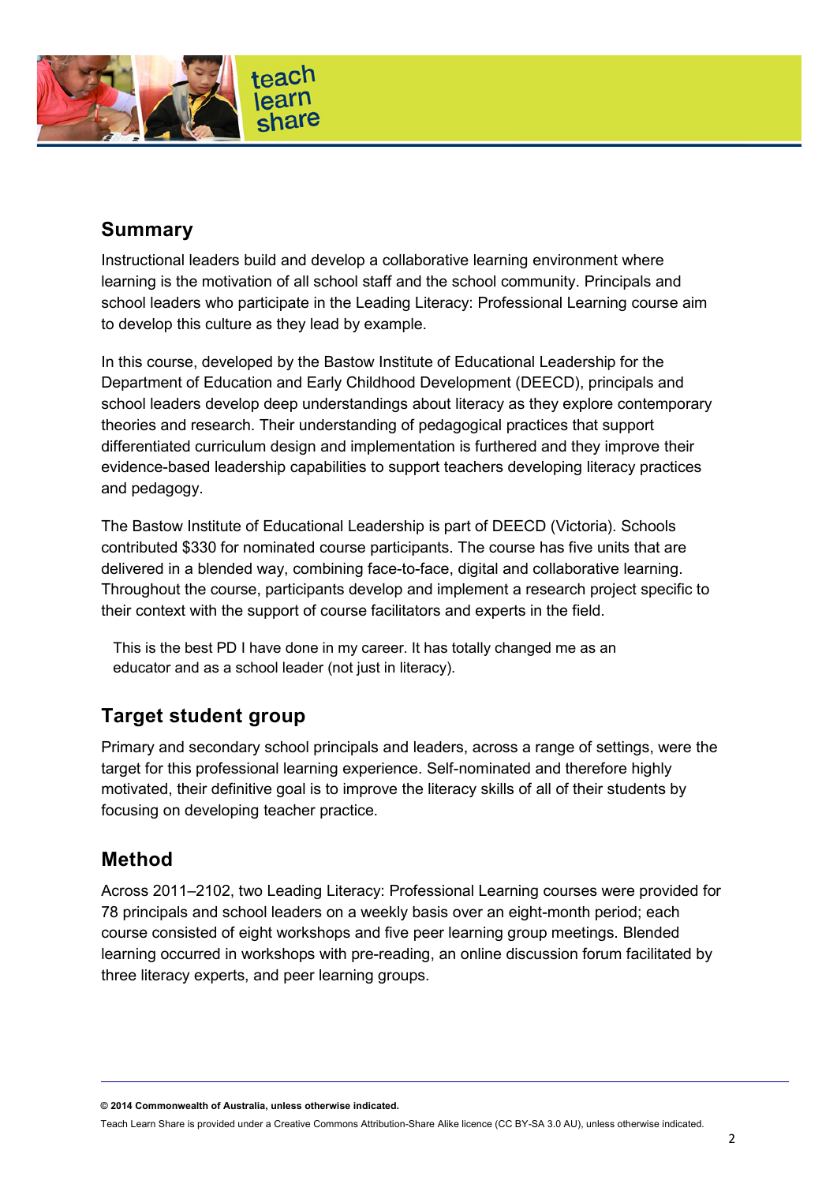## Summary

Instructional leaders build and develop a collaborative learning environment where learning is the motivation of all school staff and the school community. Principals and school leaders who participate in the Leading Literacy: Professional Learning course aim to develop this culture as they lead by example.

In this course, developed by the Bastow Institute of Educational Leadership for the Department of Education and Early Childhood Development (DEECD), principals and school leaders develop deep understandings about literacy as they explore contemporary theories and research. Their understanding of pedagogical practices that support differentiated curriculum design and implementation is furthered and they improve their evidence-based leadership capabilities to support teachers developing literacy practices and pedagogy.

The Bastow Institute of Educational Leadership is part of DEECD (Victoria). Schools contributed $330 for nominated course participants. The course has five units that are delivered in a blended way, combining face-to-face, digital and collaborative learning. Throughout the course, participants develop and implement a research project specific to their context with the support of course facilitators and experts in the field.

> This is the best PD I have done in my career. It has totally changed me as an educator and as a school leader (not just in literacy).

## Target student group

Primary and secondary school principals and leaders, across a range of settings, were the target for this professional learning experience. Self-nominated and therefore highly motivated, their definitive goal is to improve the literacy skills of all of their students by focusing on developing teacher practice.

## Method

Across 2011–2102, two Leading Literacy: Professional Learning courses were provided for 78 principals and school leaders on a weekly basis over an eight-month period; each course consisted of eight workshops and five peer learning group meetings. Blended learning occurred in workshops with pre-reading, an online discussion forum facilitated by three literacy experts, and peer learning groups.

**© 2014 Commonwealth of Australia, unless otherwise indicated.**

Teach Learn Share is provided under a Creative Commons Attribution-Share Alike licence (CC BY-SA 3.0 AU), unless otherwise indicated.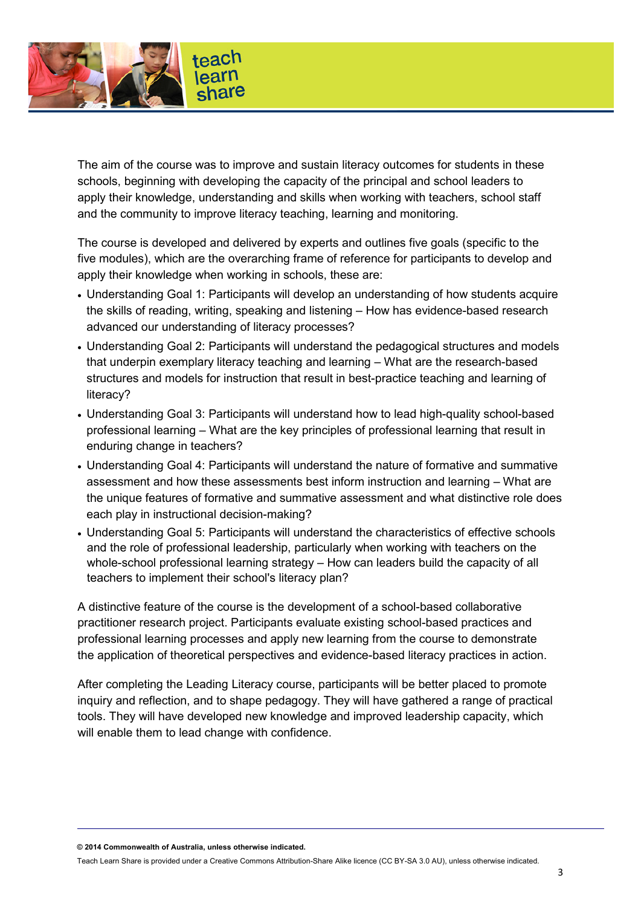The aim of the course was to improve and sustain literacy outcomes for students in these schools, beginning with developing the capacity of the principal and school leaders to apply their knowledge, understanding and skills when working with teachers, school staff and the community to improve literacy teaching, learning and monitoring.

The course is developed and delivered by experts and outlines five goals (specific to the five modules), which are the overarching frame of reference for participants to develop and apply their knowledge when working in schools, these are:

- Understanding Goal 1: Participants will develop an understanding of how students acquire the skills of reading, writing, speaking and listening – How has evidence-based research advanced our understanding of literacy processes?
- Understanding Goal 2: Participants will understand the pedagogical structures and models that underpin exemplary literacy teaching and learning – What are the research-based structures and models for instruction that result in best-practice teaching and learning of literacy?
- Understanding Goal 3: Participants will understand how to lead high-quality school-based professional learning – What are the key principles of professional learning that result in enduring change in teachers?
- Understanding Goal 4: Participants will understand the nature of formative and summative assessment and how these assessments best inform instruction and learning – What are the unique features of formative and summative assessment and what distinctive role does each play in instructional decision-making?
- Understanding Goal 5: Participants will understand the characteristics of effective schools and the role of professional leadership, particularly when working with teachers on the whole-school professional learning strategy – How can leaders build the capacity of all teachers to implement their school's literacy plan?

A distinctive feature of the course is the development of a school-based collaborative practitioner research project. Participants evaluate existing school-based practices and professional learning processes and apply new learning from the course to demonstrate the application of theoretical perspectives and evidence-based literacy practices in action.

After completing the Leading Literacy course, participants will be better placed to promote inquiry and reflection, and to shape pedagogy. They will have gathered a range of practical tools. They will have developed new knowledge and improved leadership capacity, which will enable them to lead change with confidence.

**© 2014 Commonwealth of Australia, unless otherwise indicated.**

Teach Learn Share is provided under a Creative Commons Attribution-Share Alike licence (CC BY-SA 3.0 AU), unless otherwise indicated.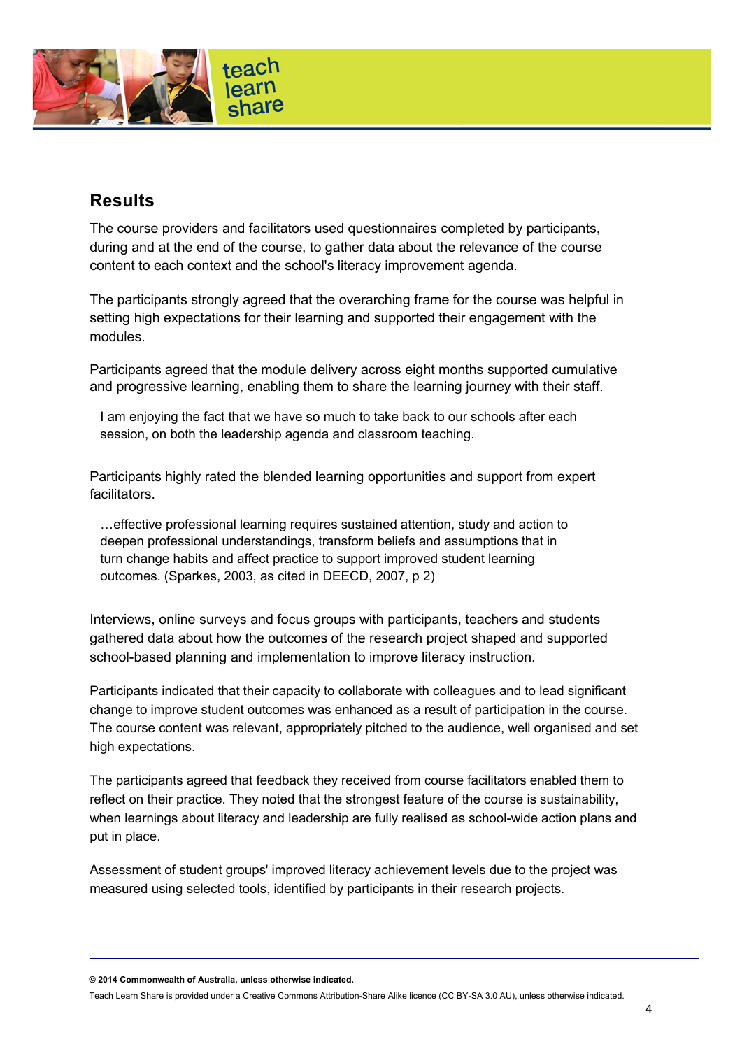## Results

The course providers and facilitators used questionnaires completed by participants, during and at the end of the course, to gather data about the relevance of the course content to each context and the school's literacy improvement agenda.

The participants strongly agreed that the overarching frame for the course was helpful in setting high expectations for their learning and supported their engagement with the modules.

Participants agreed that the module delivery across eight months supported cumulative and progressive learning, enabling them to share the learning journey with their staff.

> I am enjoying the fact that we have so much to take back to our schools after each session, on both the leadership agenda and classroom teaching.

Participants highly rated the blended learning opportunities and support from expert facilitators.

> …effective professional learning requires sustained attention, study and action to deepen professional understandings, transform beliefs and assumptions that in turn change habits and affect practice to support improved student learning outcomes. (Sparkes, 2003, as cited in DEECD, 2007, p 2)

Interviews, online surveys and focus groups with participants, teachers and students gathered data about how the outcomes of the research project shaped and supported school-based planning and implementation to improve literacy instruction.

Participants indicated that their capacity to collaborate with colleagues and to lead significant change to improve student outcomes was enhanced as a result of participation in the course. The course content was relevant, appropriately pitched to the audience, well organised and set high expectations.

The participants agreed that feedback they received from course facilitators enabled them to reflect on their practice. They noted that the strongest feature of the course is sustainability, when learnings about literacy and leadership are fully realised as school-wide action plans and put in place.

Assessment of student groups' improved literacy achievement levels due to the project was measured using selected tools, identified by participants in their research projects.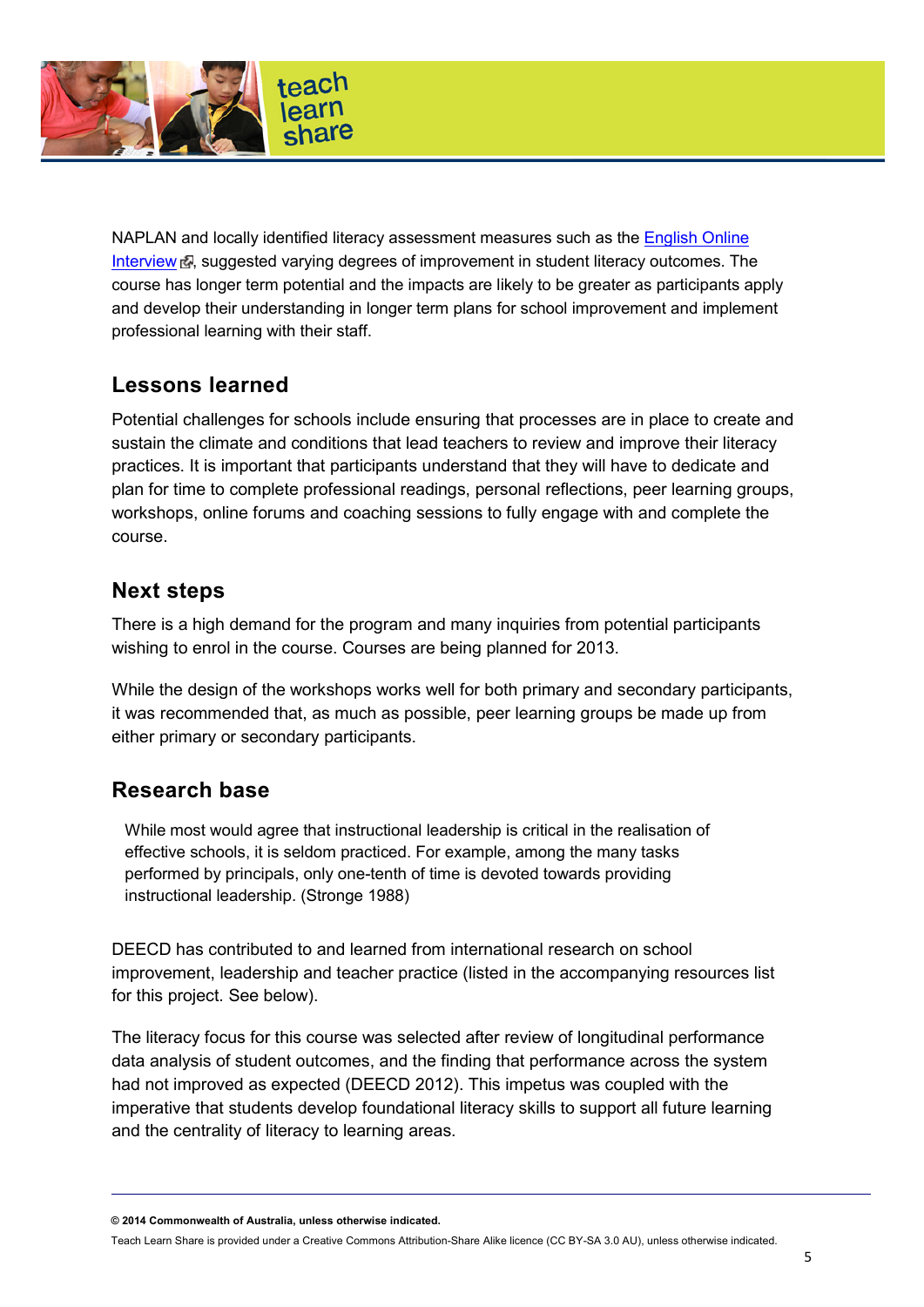NAPLAN and locally identified literacy assessment measures such as the English Online Interview, suggested varying degrees of improvement in student literacy outcomes. The course has longer term potential and the impacts are likely to be greater as participants apply and develop their understanding in longer term plans for school improvement and implement professional learning with their staff.

## Lessons learned

Potential challenges for schools include ensuring that processes are in place to create and sustain the climate and conditions that lead teachers to review and improve their literacy practices. It is important that participants understand that they will have to dedicate and plan for time to complete professional readings, personal reflections, peer learning groups, workshops, online forums and coaching sessions to fully engage with and complete the course.

## Next steps

There is a high demand for the program and many inquiries from potential participants wishing to enrol in the course. Courses are being planned for 2013.

While the design of the workshops works well for both primary and secondary participants, it was recommended that, as much as possible, peer learning groups be made up from either primary or secondary participants.

## Research base

> While most would agree that instructional leadership is critical in the realisation of effective schools, it is seldom practiced. For example, among the many tasks performed by principals, only one-tenth of time is devoted towards providing instructional leadership. (Stronge 1988)

DEECD has contributed to and learned from international research on school improvement, leadership and teacher practice (listed in the accompanying resources list for this project. See below).

The literacy focus for this course was selected after review of longitudinal performance data analysis of student outcomes, and the finding that performance across the system had not improved as expected (DEECD 2012). This impetus was coupled with the imperative that students develop foundational literacy skills to support all future learning and the centrality of literacy to learning areas.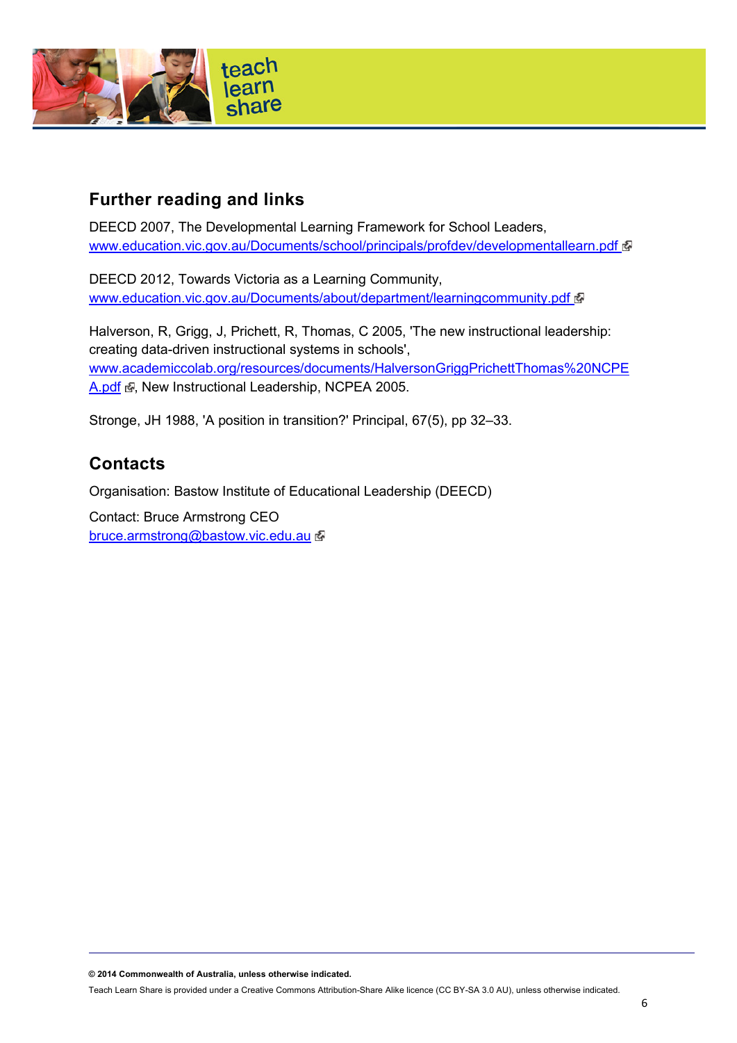## Further reading and links

DEECD 2007, The Developmental Learning Framework for School Leaders, www.education.vic.gov.au/Documents/school/principals/profdev/developmentallearn.pdf

DEECD 2012, Towards Victoria as a Learning Community, www.education.vic.gov.au/Documents/about/department/learningcommunity.pdf

Halverson, R, Grigg, J, Prichett, R, Thomas, C 2005, 'The new instructional leadership: creating data-driven instructional systems in schools', www.academiccolab.org/resources/documents/HalversonGriggPrichettThomas%20NCPEA.pdf, New Instructional Leadership, NCPEA 2005.

Stronge, JH 1988, 'A position in transition?' Principal, 67(5), pp 32–33.

## Contacts

Organisation: Bastow Institute of Educational Leadership (DEECD)

Contact: Bruce Armstrong CEO
bruce.armstrong@bastow.vic.edu.au

**© 2014 Commonwealth of Australia, unless otherwise indicated.**

Teach Learn Share is provided under a Creative Commons Attribution-Share Alike licence (CC BY-SA 3.0 AU), unless otherwise indicated.